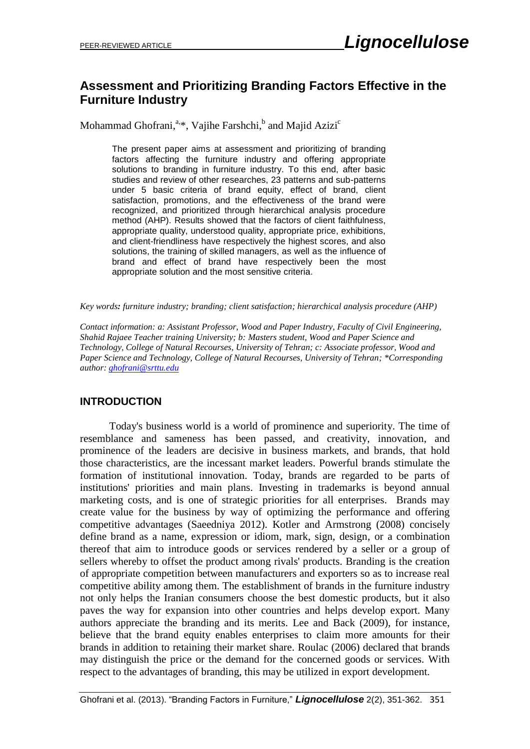# Assessment and Prioritizing Branding Factors Effective in the Furniture Industry

Mohammad Ghofrani,[a,*], Vajihe Farshchi,[b] and Majid Azizi[c]

> The present paper aims at assessment and prioritizing of branding factors affecting the furniture industry and offering appropriate solutions to branding in furniture industry. To this end, after basic studies and review of other researches, 23 patterns and sub-patterns under 5 basic criteria of brand equity, effect of brand, client satisfaction, promotions, and the effectiveness of the brand were recognized, and prioritized through hierarchical analysis procedure method (AHP). Results showed that the factors of client faithfulness, appropriate quality, understood quality, appropriate price, exhibitions, and client-friendliness have respectively the highest scores, and also solutions, the training of skilled managers, as well as the influence of brand and effect of brand have respectively been the most appropriate solution and the most sensitive criteria.

*Key words: furniture industry; branding; client satisfaction; hierarchical analysis procedure (AHP)*

*Contact information: a: Assistant Professor, Wood and Paper Industry, Faculty of Civil Engineering, Shahid Rajaee Teacher training University; b: Masters student, Wood and Paper Science and Technology, College of Natural Recourses, University of Tehran; c: Associate professor, Wood and Paper Science and Technology, College of Natural Recourses, University of Tehran; *Corresponding author: ghofrani@srttu.edu*

## INTRODUCTION

Today's business world is a world of prominence and superiority. The time of resemblance and sameness has been passed, and creativity, innovation, and prominence of the leaders are decisive in business markets, and brands, that hold those characteristics, are the incessant market leaders. Powerful brands stimulate the formation of institutional innovation. Today, brands are regarded to be parts of institutions' priorities and main plans. Investing in trademarks is beyond annual marketing costs, and is one of strategic priorities for all enterprises. Brands may create value for the business by way of optimizing the performance and offering competitive advantages (Saeedniya 2012). Kotler and Armstrong (2008) concisely define brand as a name, expression or idiom, mark, sign, design, or a combination thereof that aim to introduce goods or services rendered by a seller or a group of sellers whereby to offset the product among rivals' products. Branding is the creation of appropriate competition between manufacturers and exporters so as to increase real competitive ability among them. The establishment of brands in the furniture industry not only helps the Iranian consumers choose the best domestic products, but it also paves the way for expansion into other countries and helps develop export. Many authors appreciate the branding and its merits. Lee and Back (2009), for instance, believe that the brand equity enables enterprises to claim more amounts for their brands in addition to retaining their market share. Roulac (2006) declared that brands may distinguish the price or the demand for the concerned goods or services. With respect to the advantages of branding, this may be utilized in export development.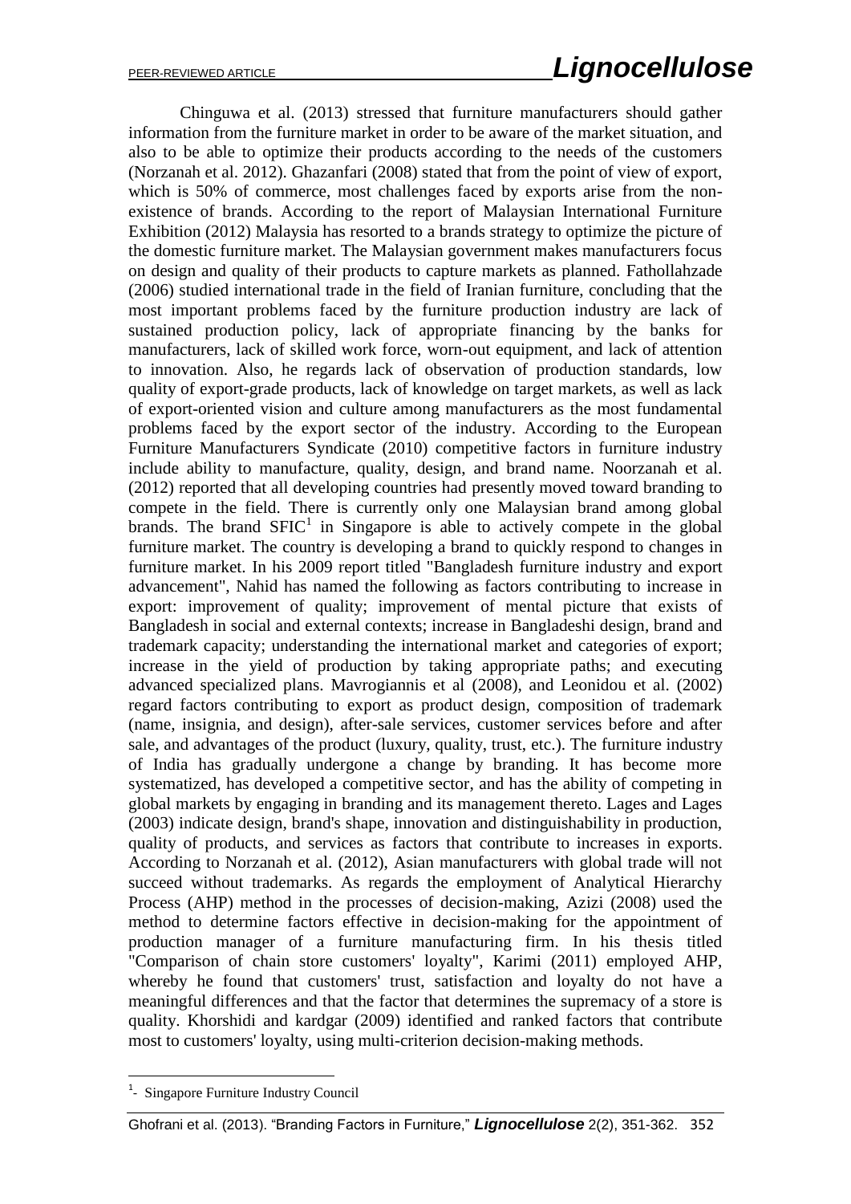Chinguwa et al. (2013) stressed that furniture manufacturers should gather information from the furniture market in order to be aware of the market situation, and also to be able to optimize their products according to the needs of the customers (Norzanah et al. 2012). Ghazanfari (2008) stated that from the point of view of export, which is 50% of commerce, most challenges faced by exports arise from the non-existence of brands. According to the report of Malaysian International Furniture Exhibition (2012) Malaysia has resorted to a brands strategy to optimize the picture of the domestic furniture market. The Malaysian government makes manufacturers focus on design and quality of their products to capture markets as planned. Fathollahzade (2006) studied international trade in the field of Iranian furniture, concluding that the most important problems faced by the furniture production industry are lack of sustained production policy, lack of appropriate financing by the banks for manufacturers, lack of skilled work force, worn-out equipment, and lack of attention to innovation. Also, he regards lack of observation of production standards, low quality of export-grade products, lack of knowledge on target markets, as well as lack of export-oriented vision and culture among manufacturers as the most fundamental problems faced by the export sector of the industry. According to the European Furniture Manufacturers Syndicate (2010) competitive factors in furniture industry include ability to manufacture, quality, design, and brand name. Noorzanah et al. (2012) reported that all developing countries had presently moved toward branding to compete in the field. There is currently only one Malaysian brand among global brands. The brand SFIC[1] in Singapore is able to actively compete in the global furniture market. The country is developing a brand to quickly respond to changes in furniture market. In his 2009 report titled "Bangladesh furniture industry and export advancement", Nahid has named the following as factors contributing to increase in export: improvement of quality; improvement of mental picture that exists of Bangladesh in social and external contexts; increase in Bangladeshi design, brand and trademark capacity; understanding the international market and categories of export; increase in the yield of production by taking appropriate paths; and executing advanced specialized plans. Mavrogiannis et al (2008), and Leonidou et al. (2002) regard factors contributing to export as product design, composition of trademark (name, insignia, and design), after-sale services, customer services before and after sale, and advantages of the product (luxury, quality, trust, etc.). The furniture industry of India has gradually undergone a change by branding. It has become more systematized, has developed a competitive sector, and has the ability of competing in global markets by engaging in branding and its management thereto. Lages and Lages (2003) indicate design, brand's shape, innovation and distinguishability in production, quality of products, and services as factors that contribute to increases in exports. According to Norzanah et al. (2012), Asian manufacturers with global trade will not succeed without trademarks. As regards the employment of Analytical Hierarchy Process (AHP) method in the processes of decision-making, Azizi (2008) used the method to determine factors effective in decision-making for the appointment of production manager of a furniture manufacturing firm. In his thesis titled "Comparison of chain store customers' loyalty", Karimi (2011) employed AHP, whereby he found that customers' trust, satisfaction and loyalty do not have a meaningful differences and that the factor that determines the supremacy of a store is quality. Khorshidi and kardgar (2009) identified and ranked factors that contribute most to customers' loyalty, using multi-criterion decision-making methods.

---

[1]- Singapore Furniture Industry Council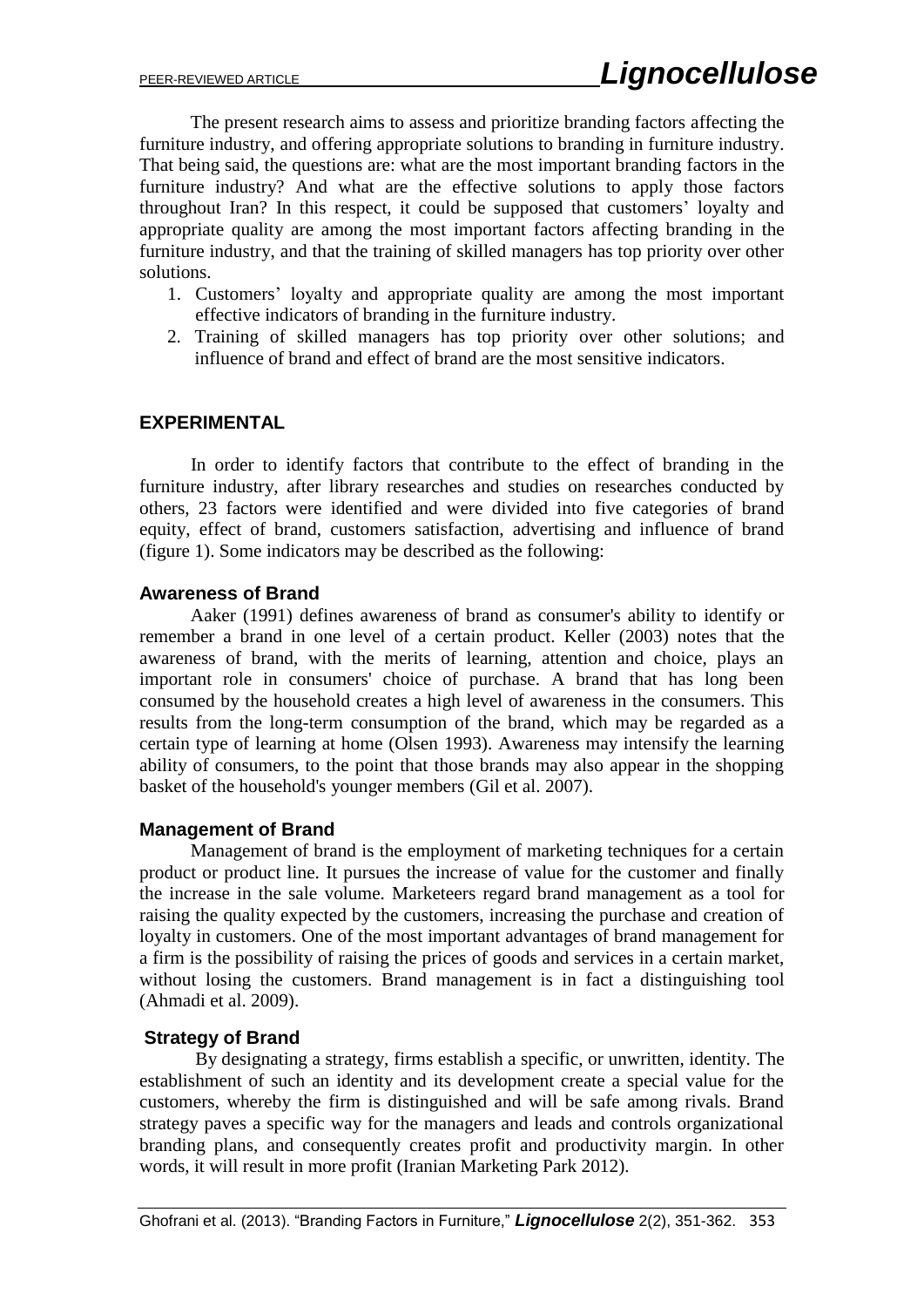The present research aims to assess and prioritize branding factors affecting the furniture industry, and offering appropriate solutions to branding in furniture industry. That being said, the questions are: what are the most important branding factors in the furniture industry? And what are the effective solutions to apply those factors throughout Iran? In this respect, it could be supposed that customers' loyalty and appropriate quality are among the most important factors affecting branding in the furniture industry, and that the training of skilled managers has top priority over other solutions.

1. Customers' loyalty and appropriate quality are among the most important effective indicators of branding in the furniture industry.
2. Training of skilled managers has top priority over other solutions; and influence of brand and effect of brand are the most sensitive indicators.

## EXPERIMENTAL

In order to identify factors that contribute to the effect of branding in the furniture industry, after library researches and studies on researches conducted by others, 23 factors were identified and were divided into five categories of brand equity, effect of brand, customers satisfaction, advertising and influence of brand (figure 1). Some indicators may be described as the following:

### Awareness of Brand

Aaker (1991) defines awareness of brand as consumer's ability to identify or remember a brand in one level of a certain product. Keller (2003) notes that the awareness of brand, with the merits of learning, attention and choice, plays an important role in consumers' choice of purchase. A brand that has long been consumed by the household creates a high level of awareness in the consumers. This results from the long-term consumption of the brand, which may be regarded as a certain type of learning at home (Olsen 1993). Awareness may intensify the learning ability of consumers, to the point that those brands may also appear in the shopping basket of the household's younger members (Gil et al. 2007).

### Management of Brand

Management of brand is the employment of marketing techniques for a certain product or product line. It pursues the increase of value for the customer and finally the increase in the sale volume. Marketeers regard brand management as a tool for raising the quality expected by the customers, increasing the purchase and creation of loyalty in customers. One of the most important advantages of brand management for a firm is the possibility of raising the prices of goods and services in a certain market, without losing the customers. Brand management is in fact a distinguishing tool (Ahmadi et al. 2009).

### Strategy of Brand

By designating a strategy, firms establish a specific, or unwritten, identity. The establishment of such an identity and its development create a special value for the customers, whereby the firm is distinguished and will be safe among rivals. Brand strategy paves a specific way for the managers and leads and controls organizational branding plans, and consequently creates profit and productivity margin. In other words, it will result in more profit (Iranian Marketing Park 2012).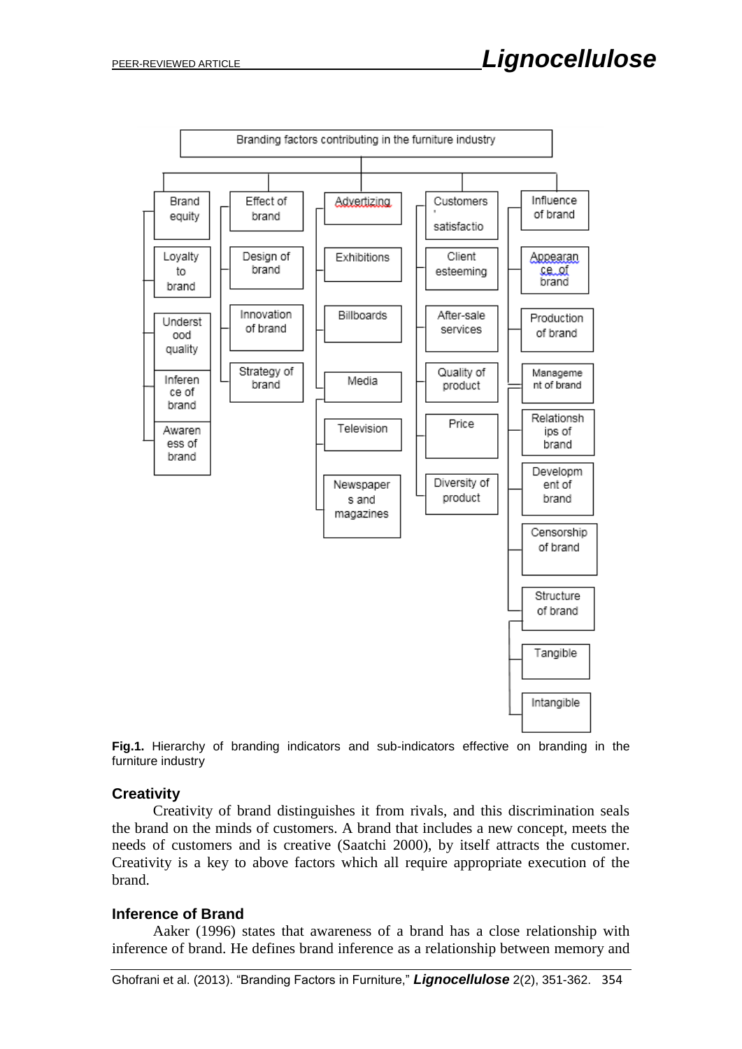Branding factors contributing in the furniture industry

- Brand equity
  - Loyalty to brand
  - Understood quality
  - Inference of brand
  - Awareness of brand
- Effect of brand
  - Design of brand
  - Innovation of brand
  - Strategy of brand
- Advertizing
  - Exhibitions
  - Billboards
  - Media
    - Television
    - Newspapers and magazines
- Customers' satisfactio
  - Client esteeming
  - After-sale services
  - Quality of product
  - Price
  - Diversity of product
- Influence of brand
  - Appearance of brand
  - Production of brand
  - Management of brand
  - Relationships of brand
  - Development of brand
  - Censorship of brand
  - Structure of brand
    - Tangible
    - Intangible

**Fig.1.** Hierarchy of branding indicators and sub-indicators effective on branding in the furniture industry

## Creativity

Creativity of brand distinguishes it from rivals, and this discrimination seals the brand on the minds of customers. A brand that includes a new concept, meets the needs of customers and is creative (Saatchi 2000), by itself attracts the customer. Creativity is a key to above factors which all require appropriate execution of the brand.

## Inference of Brand

Aaker (1996) states that awareness of a brand has a close relationship with inference of brand. He defines brand inference as a relationship between memory and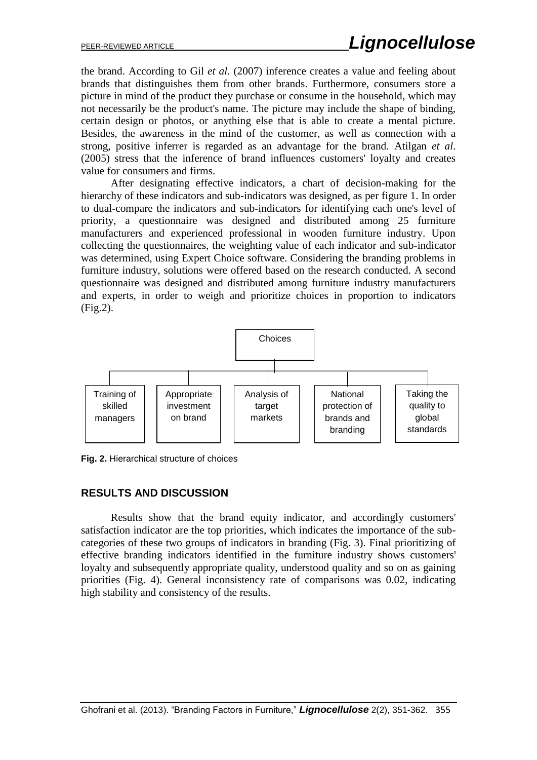the brand. According to Gil *et al.* (2007) inference creates a value and feeling about brands that distinguishes them from other brands. Furthermore, consumers store a picture in mind of the product they purchase or consume in the household, which may not necessarily be the product's name. The picture may include the shape of binding, certain design or photos, or anything else that is able to create a mental picture. Besides, the awareness in the mind of the customer, as well as connection with a strong, positive inferrer is regarded as an advantage for the brand. Atilgan *et al*. (2005) stress that the inference of brand influences customers' loyalty and creates value for consumers and firms.

After designating effective indicators, a chart of decision-making for the hierarchy of these indicators and sub-indicators was designed, as per figure 1. In order to dual-compare the indicators and sub-indicators for identifying each one's level of priority, a questionnaire was designed and distributed among 25 furniture manufacturers and experienced professional in wooden furniture industry. Upon collecting the questionnaires, the weighting value of each indicator and sub-indicator was determined, using Expert Choice software. Considering the branding problems in furniture industry, solutions were offered based on the research conducted. A second questionnaire was designed and distributed among furniture industry manufacturers and experts, in order to weigh and prioritize choices in proportion to indicators (Fig.2).

Choices

Training of skilled managers | Appropriate investment on brand | Analysis of target markets | National protection of brands and branding | Taking the quality to global standards

**Fig. 2.** Hierarchical structure of choices

## RESULTS AND DISCUSSION

Results show that the brand equity indicator, and accordingly customers' satisfaction indicator are the top priorities, which indicates the importance of the sub-categories of these two groups of indicators in branding (Fig. 3). Final prioritizing of effective branding indicators identified in the furniture industry shows customers' loyalty and subsequently appropriate quality, understood quality and so on as gaining priorities (Fig. 4). General inconsistency rate of comparisons was 0.02, indicating high stability and consistency of the results.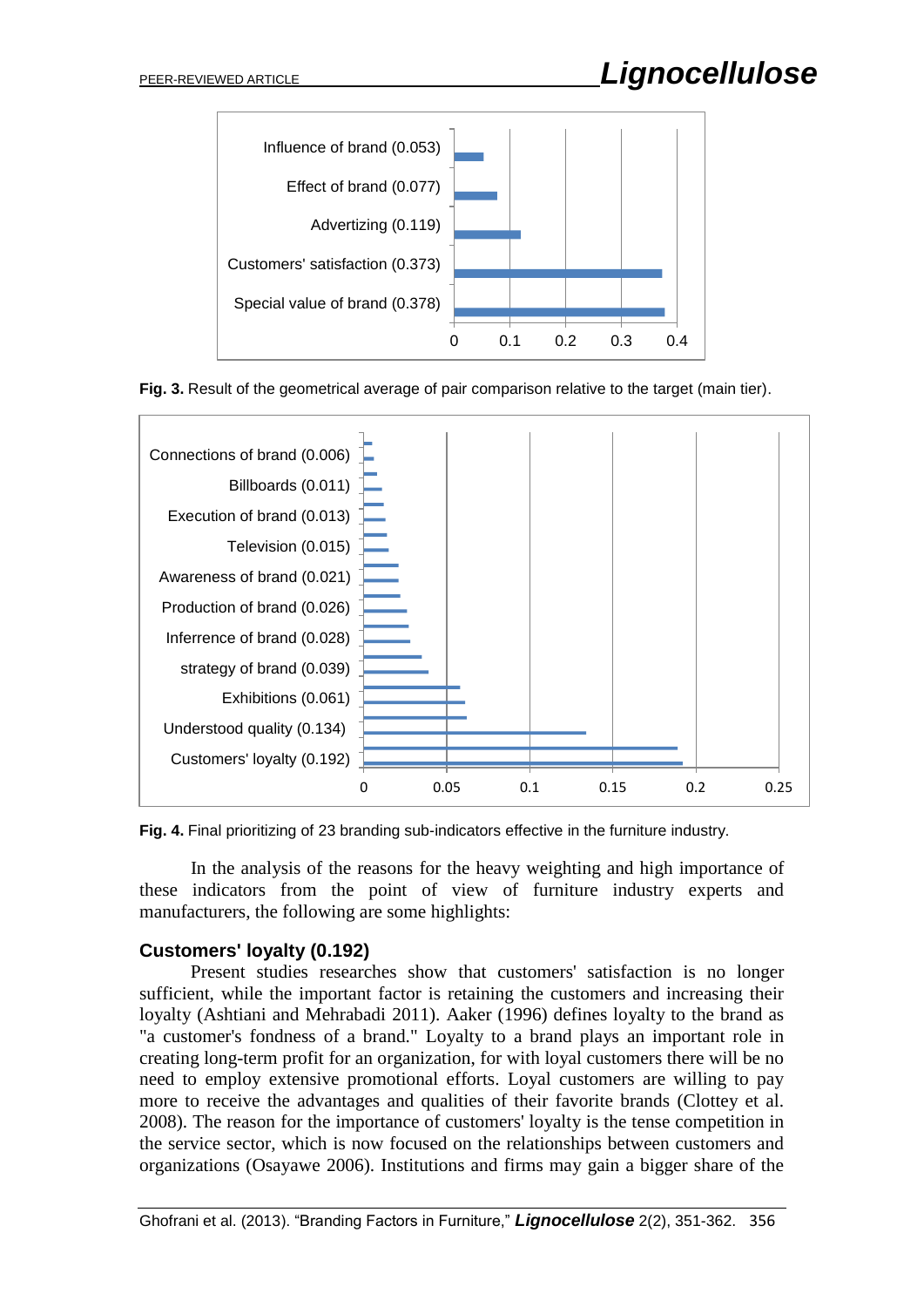Fig. 3. Result of the geometrical average of pair comparison relative to the target (main tier).

Fig. 4. Final prioritizing of 23 branding sub-indicators effective in the furniture industry.

In the analysis of the reasons for the heavy weighting and high importance of these indicators from the point of view of furniture industry experts and manufacturers, the following are some highlights:

### Customers' loyalty (0.192)

Present studies researches show that customers' satisfaction is no longer sufficient, while the important factor is retaining the customers and increasing their loyalty (Ashtiani and Mehrabadi 2011). Aaker (1996) defines loyalty to the brand as "a customer's fondness of a brand." Loyalty to a brand plays an important role in creating long-term profit for an organization, for with loyal customers there will be no need to employ extensive promotional efforts. Loyal customers are willing to pay more to receive the advantages and qualities of their favorite brands (Clottey et al. 2008). The reason for the importance of customers' loyalty is the tense competition in the service sector, which is now focused on the relationships between customers and organizations (Osayawe 2006). Institutions and firms may gain a bigger share of the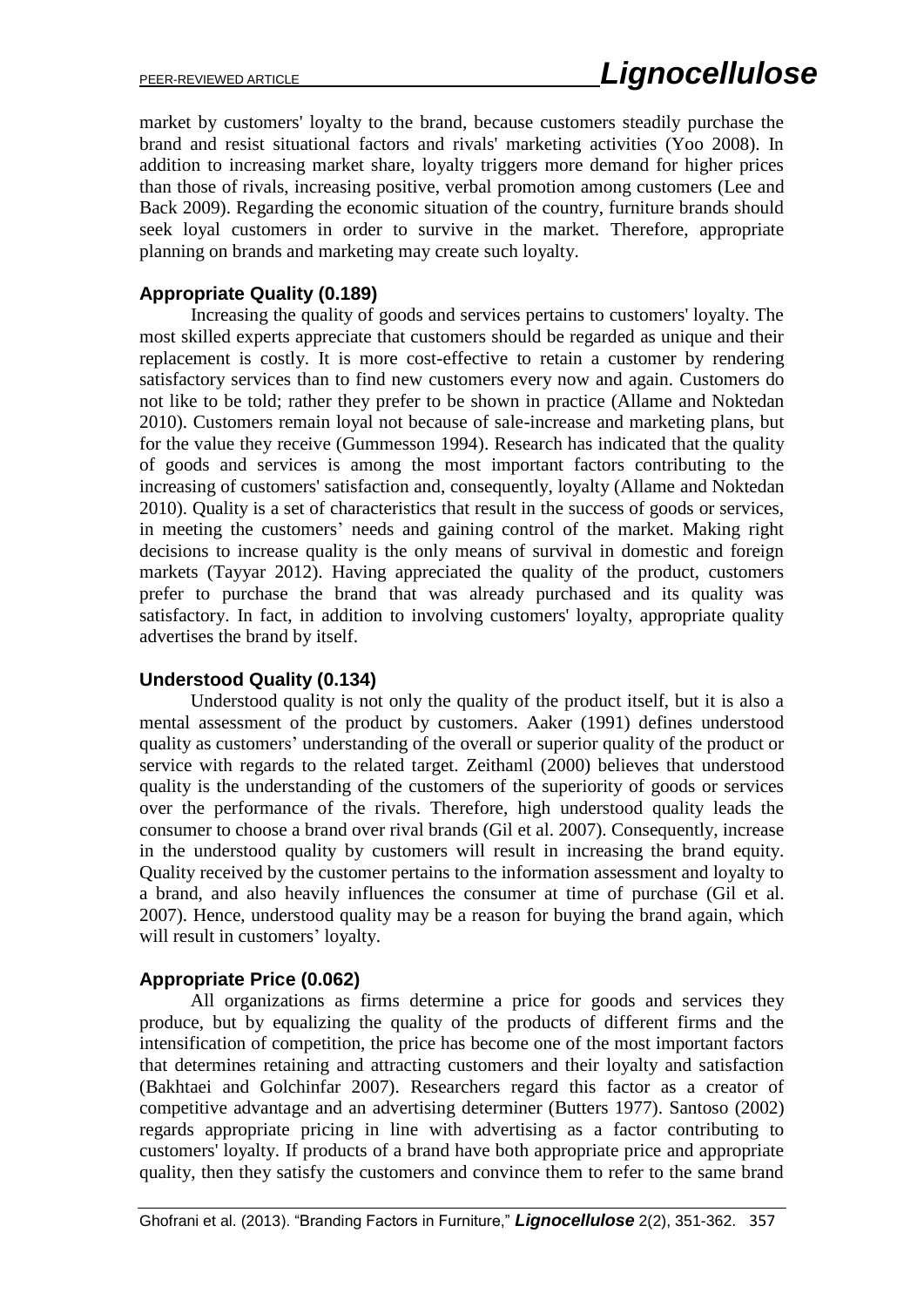market by customers' loyalty to the brand, because customers steadily purchase the brand and resist situational factors and rivals' marketing activities (Yoo 2008). In addition to increasing market share, loyalty triggers more demand for higher prices than those of rivals, increasing positive, verbal promotion among customers (Lee and Back 2009). Regarding the economic situation of the country, furniture brands should seek loyal customers in order to survive in the market. Therefore, appropriate planning on brands and marketing may create such loyalty.

### Appropriate Quality (0.189)

Increasing the quality of goods and services pertains to customers' loyalty. The most skilled experts appreciate that customers should be regarded as unique and their replacement is costly. It is more cost-effective to retain a customer by rendering satisfactory services than to find new customers every now and again. Customers do not like to be told; rather they prefer to be shown in practice (Allame and Noktedan 2010). Customers remain loyal not because of sale-increase and marketing plans, but for the value they receive (Gummesson 1994). Research has indicated that the quality of goods and services is among the most important factors contributing to the increasing of customers' satisfaction and, consequently, loyalty (Allame and Noktedan 2010). Quality is a set of characteristics that result in the success of goods or services, in meeting the customers' needs and gaining control of the market. Making right decisions to increase quality is the only means of survival in domestic and foreign markets (Tayyar 2012). Having appreciated the quality of the product, customers prefer to purchase the brand that was already purchased and its quality was satisfactory. In fact, in addition to involving customers' loyalty, appropriate quality advertises the brand by itself.

### Understood Quality (0.134)

Understood quality is not only the quality of the product itself, but it is also a mental assessment of the product by customers. Aaker (1991) defines understood quality as customers' understanding of the overall or superior quality of the product or service with regards to the related target. Zeithaml (2000) believes that understood quality is the understanding of the customers of the superiority of goods or services over the performance of the rivals. Therefore, high understood quality leads the consumer to choose a brand over rival brands (Gil et al. 2007). Consequently, increase in the understood quality by customers will result in increasing the brand equity. Quality received by the customer pertains to the information assessment and loyalty to a brand, and also heavily influences the consumer at time of purchase (Gil et al. 2007). Hence, understood quality may be a reason for buying the brand again, which will result in customers' loyalty.

### Appropriate Price (0.062)

All organizations as firms determine a price for goods and services they produce, but by equalizing the quality of the products of different firms and the intensification of competition, the price has become one of the most important factors that determines retaining and attracting customers and their loyalty and satisfaction (Bakhtaei and Golchinfar 2007). Researchers regard this factor as a creator of competitive advantage and an advertising determiner (Butters 1977). Santoso (2002) regards appropriate pricing in line with advertising as a factor contributing to customers' loyalty. If products of a brand have both appropriate price and appropriate quality, then they satisfy the customers and convince them to refer to the same brand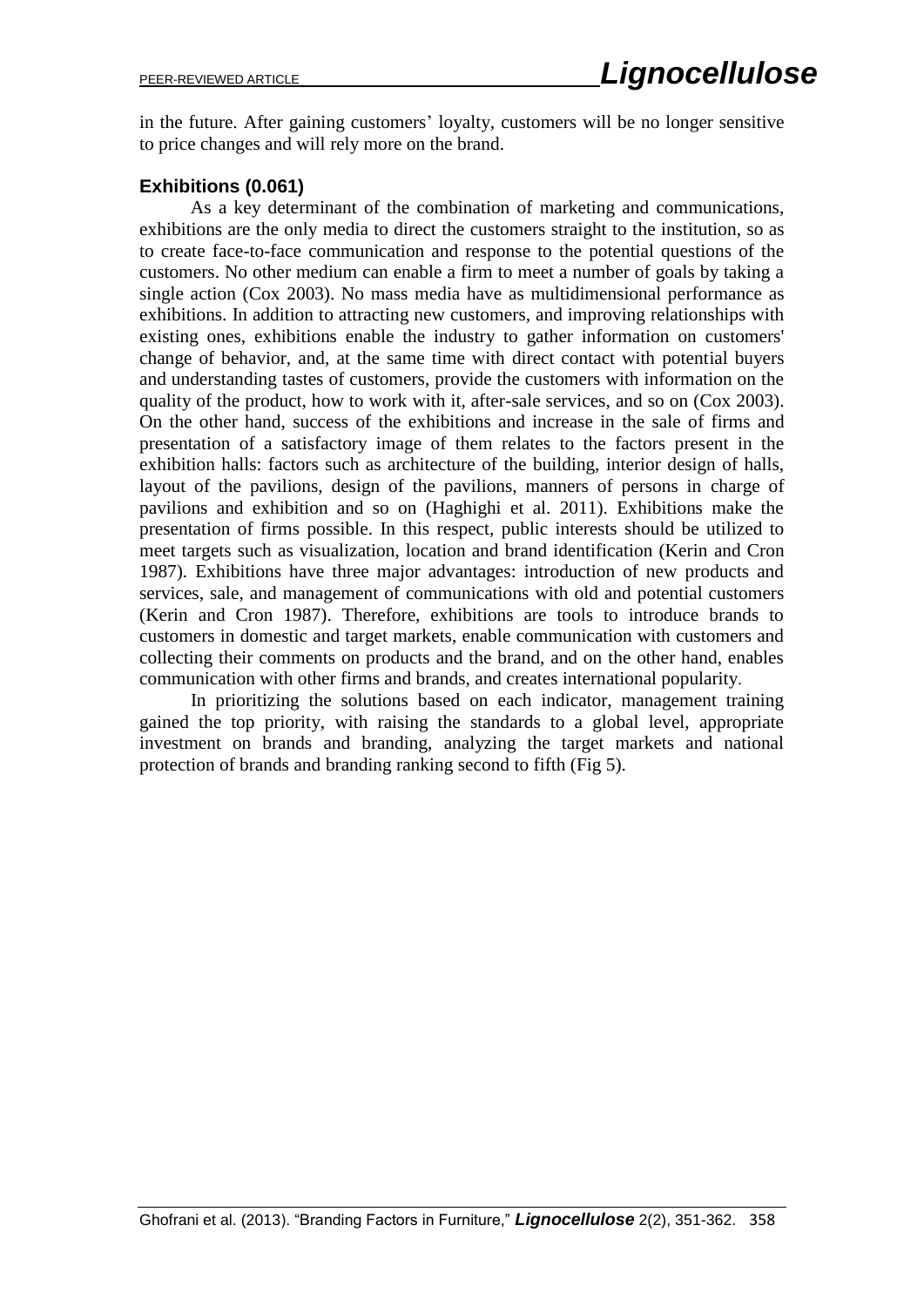in the future. After gaining customers' loyalty, customers will be no longer sensitive to price changes and will rely more on the brand.

### Exhibitions (0.061)

As a key determinant of the combination of marketing and communications, exhibitions are the only media to direct the customers straight to the institution, so as to create face-to-face communication and response to the potential questions of the customers. No other medium can enable a firm to meet a number of goals by taking a single action (Cox 2003). No mass media have as multidimensional performance as exhibitions. In addition to attracting new customers, and improving relationships with existing ones, exhibitions enable the industry to gather information on customers' change of behavior, and, at the same time with direct contact with potential buyers and understanding tastes of customers, provide the customers with information on the quality of the product, how to work with it, after-sale services, and so on (Cox 2003). On the other hand, success of the exhibitions and increase in the sale of firms and presentation of a satisfactory image of them relates to the factors present in the exhibition halls: factors such as architecture of the building, interior design of halls, layout of the pavilions, design of the pavilions, manners of persons in charge of pavilions and exhibition and so on (Haghighi et al. 2011). Exhibitions make the presentation of firms possible. In this respect, public interests should be utilized to meet targets such as visualization, location and brand identification (Kerin and Cron 1987). Exhibitions have three major advantages: introduction of new products and services, sale, and management of communications with old and potential customers (Kerin and Cron 1987). Therefore, exhibitions are tools to introduce brands to customers in domestic and target markets, enable communication with customers and collecting their comments on products and the brand, and on the other hand, enables communication with other firms and brands, and creates international popularity.

In prioritizing the solutions based on each indicator, management training gained the top priority, with raising the standards to a global level, appropriate investment on brands and branding, analyzing the target markets and national protection of brands and branding ranking second to fifth (Fig 5).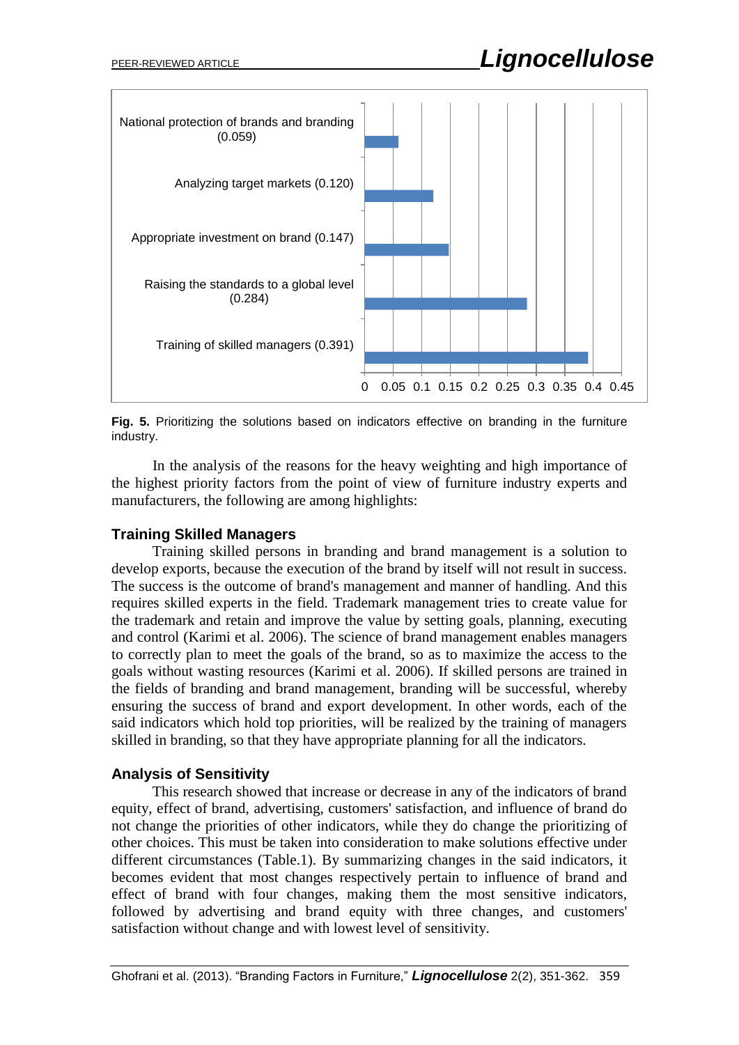**Fig. 5.** Prioritizing the solutions based on indicators effective on branding in the furniture industry.

In the analysis of the reasons for the heavy weighting and high importance of the highest priority factors from the point of view of furniture industry experts and manufacturers, the following are among highlights:

## Training Skilled Managers

Training skilled persons in branding and brand management is a solution to develop exports, because the execution of the brand by itself will not result in success. The success is the outcome of brand's management and manner of handling. And this requires skilled experts in the field. Trademark management tries to create value for the trademark and retain and improve the value by setting goals, planning, executing and control (Karimi et al. 2006). The science of brand management enables managers to correctly plan to meet the goals of the brand, so as to maximize the access to the goals without wasting resources (Karimi et al. 2006). If skilled persons are trained in the fields of branding and brand management, branding will be successful, whereby ensuring the success of brand and export development. In other words, each of the said indicators which hold top priorities, will be realized by the training of managers skilled in branding, so that they have appropriate planning for all the indicators.

## Analysis of Sensitivity

This research showed that increase or decrease in any of the indicators of brand equity, effect of brand, advertising, customers' satisfaction, and influence of brand do not change the priorities of other indicators, while they do change the prioritizing of other choices. This must be taken into consideration to make solutions effective under different circumstances (Table.1). By summarizing changes in the said indicators, it becomes evident that most changes respectively pertain to influence of brand and effect of brand with four changes, making them the most sensitive indicators, followed by advertising and brand equity with three changes, and customers' satisfaction without change and with lowest level of sensitivity.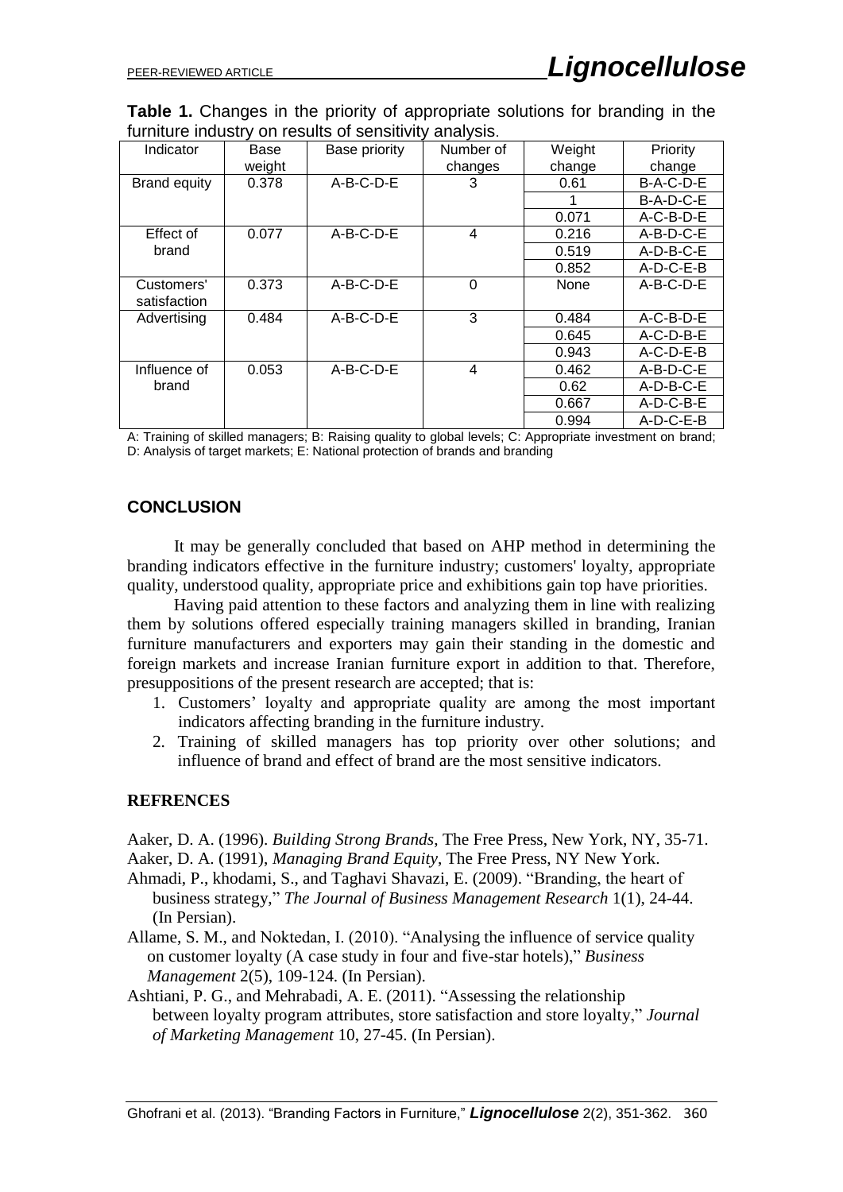**Table 1.** Changes in the priority of appropriate solutions for branding in the furniture industry on results of sensitivity analysis.

| Indicator | Base weight | Base priority | Number of changes | Weight change | Priority change |
|---|---|---|---|---|---|
| Brand equity | 0.378 | A-B-C-D-E | 3 | 0.61 | B-A-C-D-E |
| | | | | 1 | B-A-D-C-E |
| | | | | 0.071 | A-C-B-D-E |
| Effect of brand | 0.077 | A-B-C-D-E | 4 | 0.216 | A-B-D-C-E |
| | | | | 0.519 | A-D-B-C-E |
| | | | | 0.852 | A-D-C-E-B |
| Customers' satisfaction | 0.373 | A-B-C-D-E | 0 | None | A-B-C-D-E |
| Advertising | 0.484 | A-B-C-D-E | 3 | 0.484 | A-C-B-D-E |
| | | | | 0.645 | A-C-D-B-E |
| | | | | 0.943 | A-C-D-E-B |
| Influence of brand | 0.053 | A-B-C-D-E | 4 | 0.462 | A-B-D-C-E |
| | | | | 0.62 | A-D-B-C-E |
| | | | | 0.667 | A-D-C-B-E |
| | | | | 0.994 | A-D-C-E-B |

A: Training of skilled managers; B: Raising quality to global levels; C: Appropriate investment on brand; D: Analysis of target markets; E: National protection of brands and branding

## CONCLUSION

It may be generally concluded that based on AHP method in determining the branding indicators effective in the furniture industry; customers' loyalty, appropriate quality, understood quality, appropriate price and exhibitions gain top have priorities.

Having paid attention to these factors and analyzing them in line with realizing them by solutions offered especially training managers skilled in branding, Iranian furniture manufacturers and exporters may gain their standing in the domestic and foreign markets and increase Iranian furniture export in addition to that. Therefore, presuppositions of the present research are accepted; that is:

1. Customers' loyalty and appropriate quality are among the most important indicators affecting branding in the furniture industry.
2. Training of skilled managers has top priority over other solutions; and influence of brand and effect of brand are the most sensitive indicators.

## REFRENCES

Aaker, D. A. (1996). *Building Strong Brands*, The Free Press, New York, NY, 35-71.

Aaker, D. A. (1991), *Managing Brand Equity*, The Free Press, NY New York.

Ahmadi, P., khodami, S., and Taghavi Shavazi, E. (2009). "Branding, the heart of business strategy," *The Journal of Business Management Research* 1(1), 24-44. (In Persian).

Allame, S. M., and Noktedan, I. (2010). "Analysing the influence of service quality on customer loyalty (A case study in four and five-star hotels)," *Business Management* 2(5), 109-124. (In Persian).

Ashtiani, P. G., and Mehrabadi, A. E. (2011). "Assessing the relationship between loyalty program attributes, store satisfaction and store loyalty," *Journal of Marketing Management* 10, 27-45. (In Persian).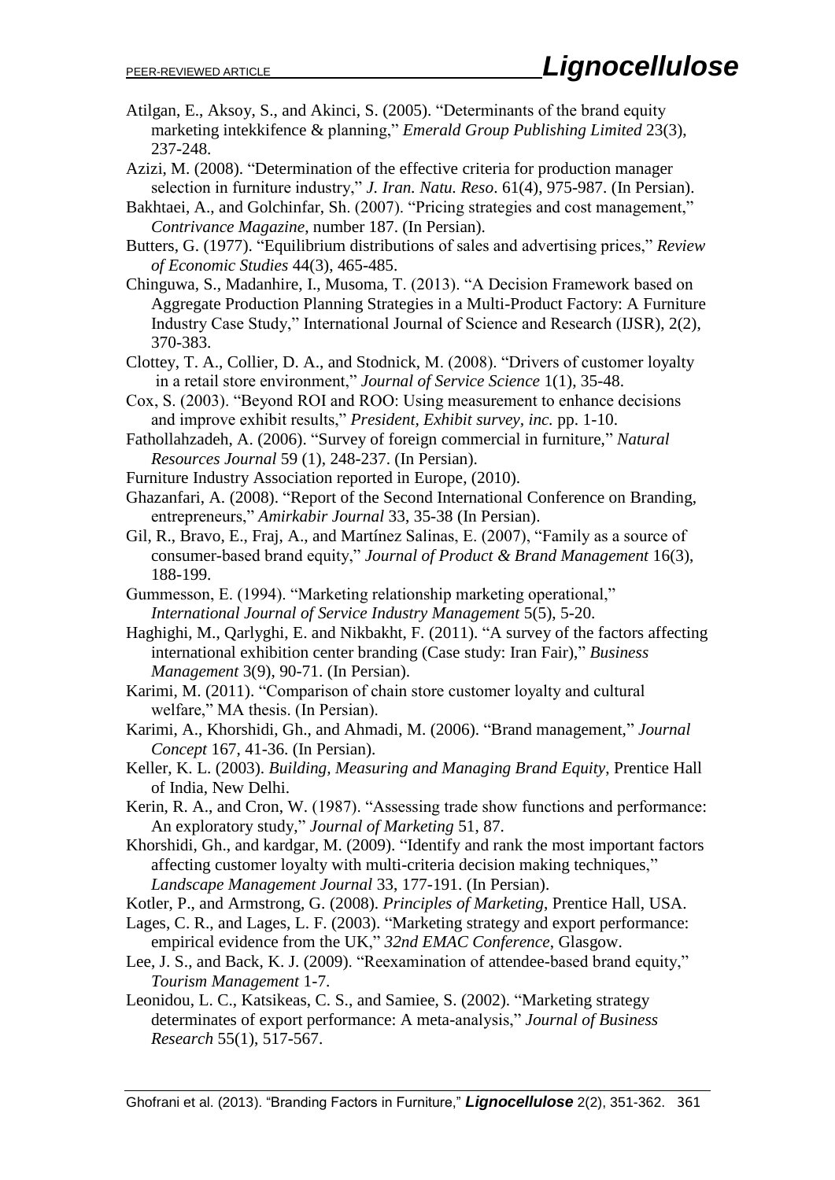Atilgan, E., Aksoy, S., and Akinci, S. (2005). "Determinants of the brand equity marketing intekkifence & planning," *Emerald Group Publishing Limited* 23(3), 237-248.

Azizi, M. (2008). "Determination of the effective criteria for production manager selection in furniture industry," *J. Iran. Natu. Reso*. 61(4), 975-987. (In Persian).

Bakhtaei, A., and Golchinfar, Sh. (2007). "Pricing strategies and cost management," *Contrivance Magazine*, number 187. (In Persian).

Butters, G. (1977). "Equilibrium distributions of sales and advertising prices," *Review of Economic Studies* 44(3), 465-485.

Chinguwa, S., Madanhire, I., Musoma, T. (2013). "A Decision Framework based on Aggregate Production Planning Strategies in a Multi-Product Factory: A Furniture Industry Case Study," International Journal of Science and Research (IJSR), 2(2), 370-383.

Clottey, T. A., Collier, D. A., and Stodnick, M. (2008). "Drivers of customer loyalty in a retail store environment," *Journal of Service Science* 1(1), 35-48.

Cox, S. (2003). "Beyond ROI and ROO: Using measurement to enhance decisions and improve exhibit results," *President, Exhibit survey, inc.* pp. 1-10.

Fathollahzadeh, A. (2006). "Survey of foreign commercial in furniture," *Natural Resources Journal* 59 (1), 248-237. (In Persian).

Furniture Industry Association reported in Europe, (2010).

Ghazanfari, A. (2008). "Report of the Second International Conference on Branding, entrepreneurs," *Amirkabir Journal* 33, 35-38 (In Persian).

Gil, R., Bravo, E., Fraj, A., and Martínez Salinas, E. (2007), "Family as a source of consumer-based brand equity," *Journal of Product & Brand Management* 16(3), 188-199.

Gummesson, E. (1994). "Marketing relationship marketing operational," *International Journal of Service Industry Management* 5(5), 5-20.

Haghighi, M., Qarlyghi, E. and Nikbakht, F. (2011). "A survey of the factors affecting international exhibition center branding (Case study: Iran Fair)," *Business Management* 3(9), 90-71. (In Persian).

Karimi, M. (2011). "Comparison of chain store customer loyalty and cultural welfare," MA thesis. (In Persian).

Karimi, A., Khorshidi, Gh., and Ahmadi, M. (2006). "Brand management," *Journal Concept* 167, 41-36. (In Persian).

Keller, K. L. (2003). *Building, Measuring and Managing Brand Equity*, Prentice Hall of India, New Delhi.

Kerin, R. A., and Cron, W. (1987). "Assessing trade show functions and performance: An exploratory study," *Journal of Marketing* 51, 87.

Khorshidi, Gh., and kardgar, M. (2009). "Identify and rank the most important factors affecting customer loyalty with multi-criteria decision making techniques," *Landscape Management Journal* 33, 177-191. (In Persian).

Kotler, P., and Armstrong, G. (2008). *Principles of Marketing*, Prentice Hall, USA.

Lages, C. R., and Lages, L. F. (2003). "Marketing strategy and export performance: empirical evidence from the UK," *32nd EMAC Conference*, Glasgow.

Lee, J. S., and Back, K. J. (2009). "Reexamination of attendee-based brand equity," *Tourism Management* 1-7.

Leonidou, L. C., Katsikeas, C. S., and Samiee, S. (2002). "Marketing strategy determinates of export performance: A meta-analysis," *Journal of Business Research* 55(1), 517-567.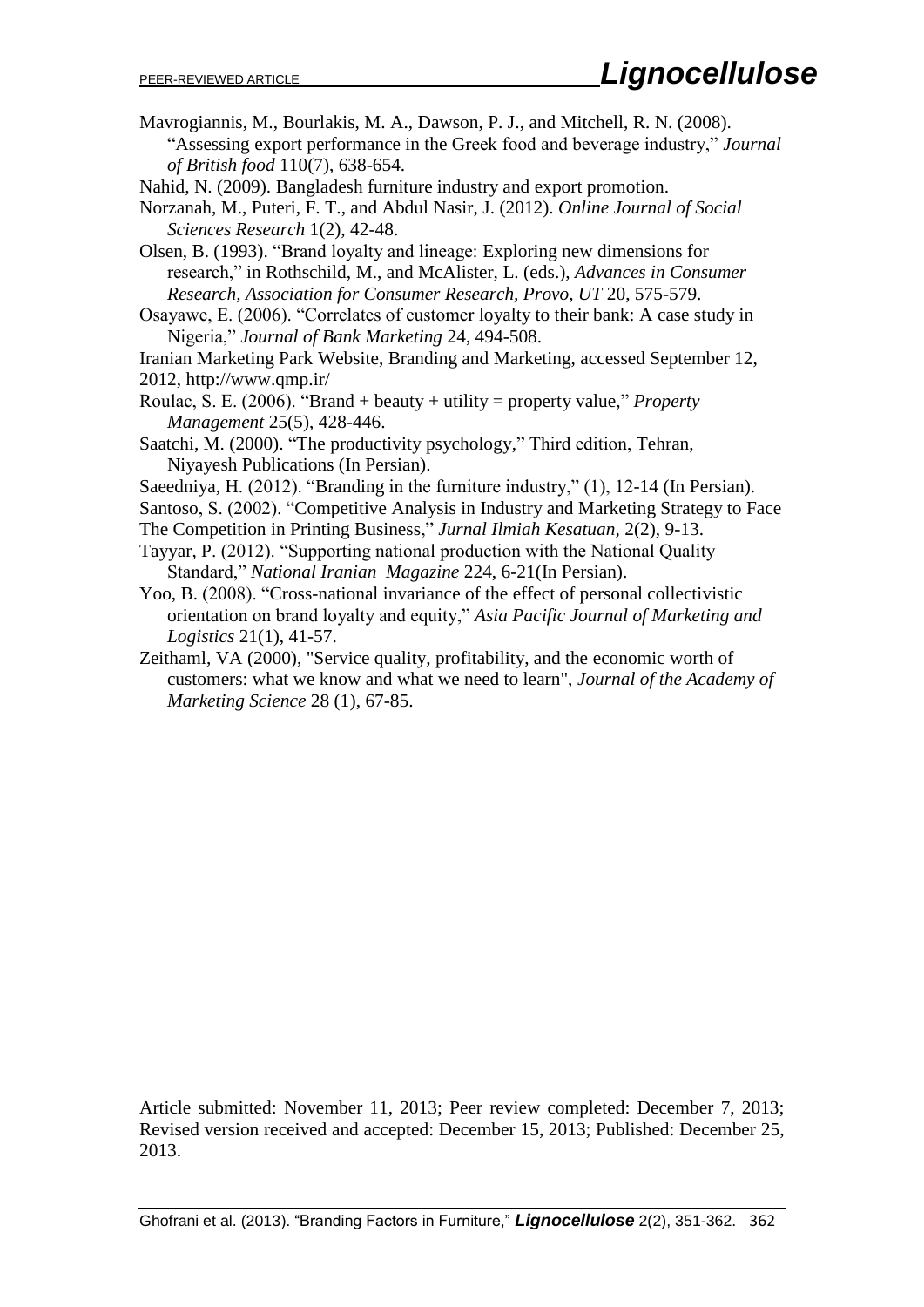Mavrogiannis, M., Bourlakis, M. A., Dawson, P. J., and Mitchell, R. N. (2008). "Assessing export performance in the Greek food and beverage industry," *Journal of British food* 110(7), 638-654.

Nahid, N. (2009). Bangladesh furniture industry and export promotion.

Norzanah, M., Puteri, F. T., and Abdul Nasir, J. (2012). *Online Journal of Social Sciences Research* 1(2), 42-48.

Olsen, B. (1993). "Brand loyalty and lineage: Exploring new dimensions for research," in Rothschild, M., and McAlister, L. (eds.), *Advances in Consumer Research, Association for Consumer Research, Provo, UT* 20, 575-579.

Osayawe, E. (2006). "Correlates of customer loyalty to their bank: A case study in Nigeria," *Journal of Bank Marketing* 24, 494-508.

Iranian Marketing Park Website, Branding and Marketing, accessed September 12, 2012, http://www.qmp.ir/

Roulac, S. E. (2006). "Brand + beauty + utility = property value," *Property Management* 25(5), 428-446.

Saatchi, M. (2000). "The productivity psychology," Third edition, Tehran, Niyayesh Publications (In Persian).

Saeedniya, H. (2012). "Branding in the furniture industry," (1), 12-14 (In Persian).

Santoso, S. (2002). "Competitive Analysis in Industry and Marketing Strategy to Face The Competition in Printing Business," *Jurnal Ilmiah Kesatuan,* 2(2), 9-13.

Tayyar, P. (2012). "Supporting national production with the National Quality Standard," *National Iranian Magazine* 224, 6-21(In Persian).

Yoo, B. (2008). "Cross-national invariance of the effect of personal collectivistic orientation on brand loyalty and equity," *Asia Pacific Journal of Marketing and Logistics* 21(1), 41-57.

Zeithaml, VA (2000), "Service quality, profitability, and the economic worth of customers: what we know and what we need to learn", *Journal of the Academy of Marketing Science* 28 (1), 67-85.

Article submitted: November 11, 2013; Peer review completed: December 7, 2013; Revised version received and accepted: December 15, 2013; Published: December 25, 2013.